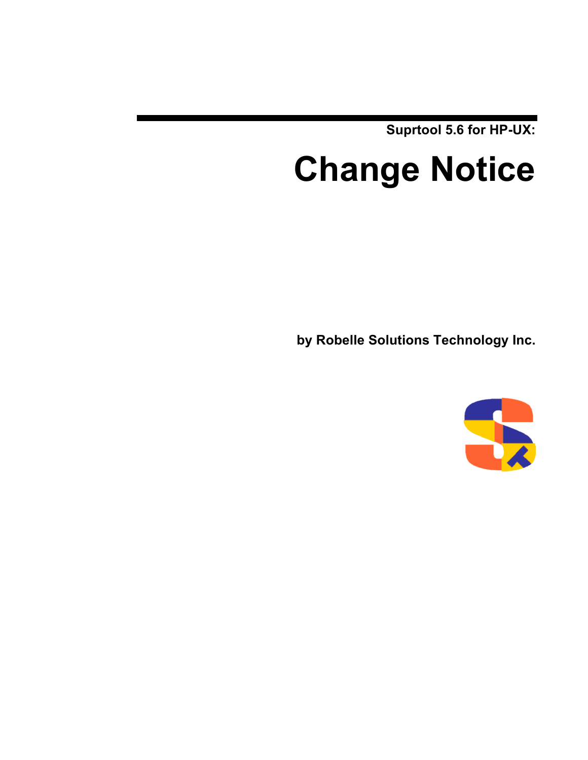Suprtool 5.6 for HP-UX:

# Change Notice

by Robelle Solutions Technology Inc.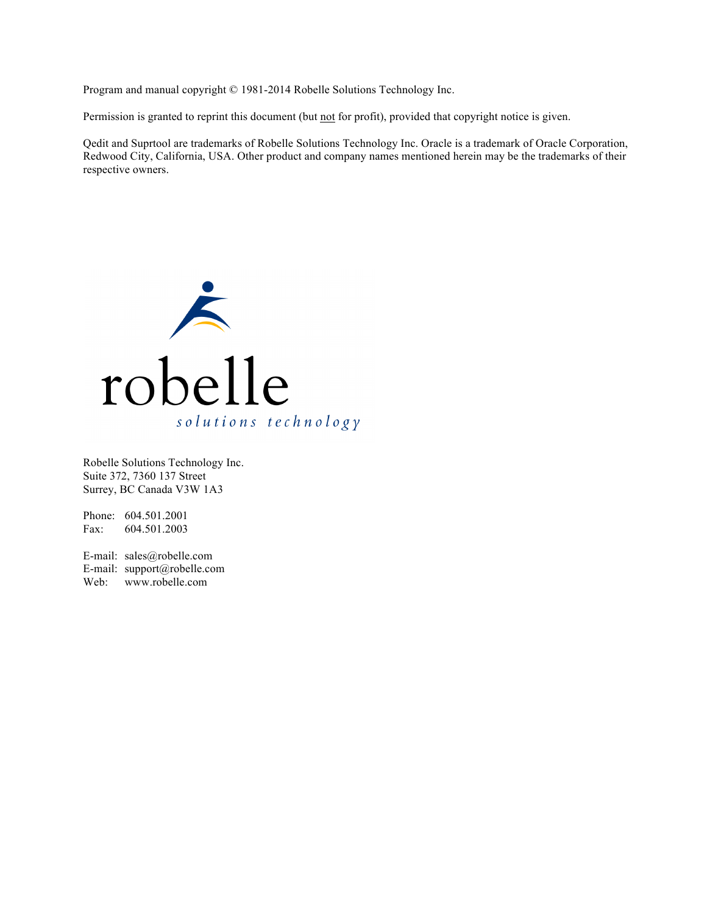Program and manual copyright © 1981-2014 Robelle Solutions Technology Inc.

Permission is granted to reprint this document (but not for profit), provided that copyright notice is given.

Qedit and Suprtool are trademarks of Robelle Solutions Technology Inc. Oracle is a trademark of Oracle Corporation, Redwood City, California, USA. Other product and company names mentioned herein may be the trademarks of their respective owners.

Robelle Solutions Technology Inc.
Suite 372, 7360 137 Street
Surrey, BC Canada V3W 1A3

Phone: 604.501.2001
Fax: 604.501.2003

E-mail: sales@robelle.com
E-mail: support@robelle.com
Web: www.robelle.com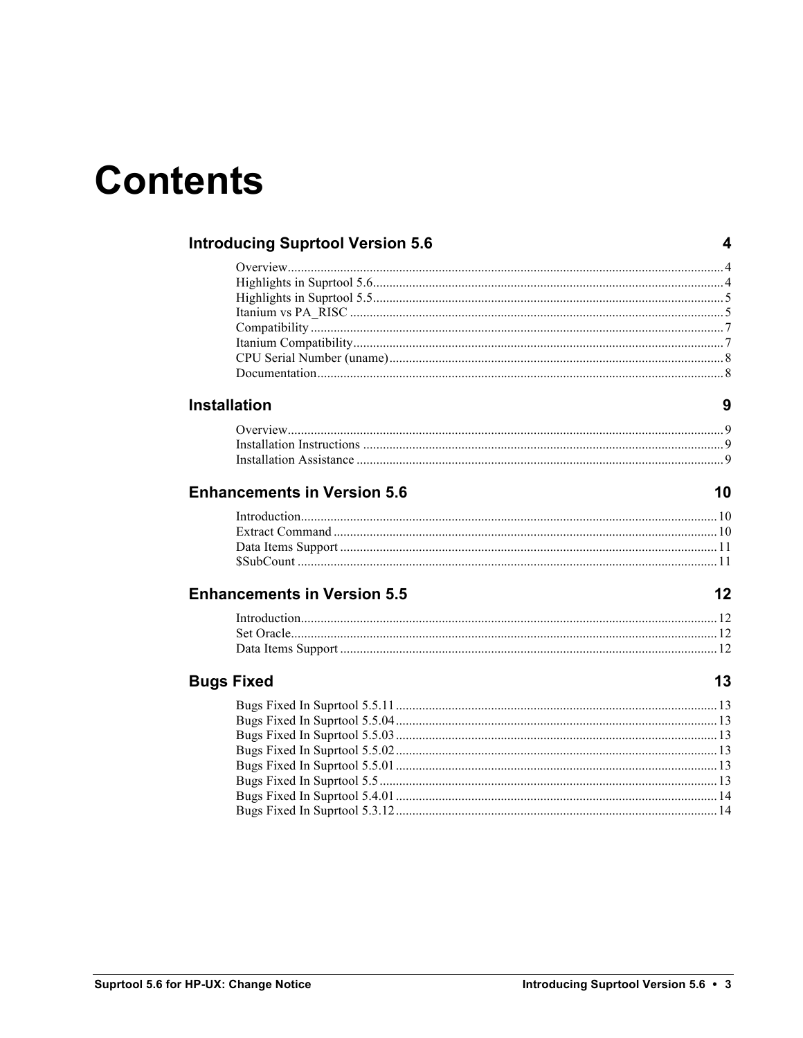# Contents

## Introducing Suprtool Version 5.6 — 4

- Overview — 4
- Highlights in Suprtool 5.6 — 4
- Highlights in Suprtool 5.5 — 5
- Itanium vs PA_RISC — 5
- Compatibility — 7
- Itanium Compatibility — 7
- CPU Serial Number (uname) — 8
- Documentation — 8

## Installation — 9

- Overview — 9
- Installation Instructions — 9
- Installation Assistance — 9

## Enhancements in Version 5.6 — 10

- Introduction — 10
- Extract Command — 10
- Data Items Support — 11
- $SubCount — 11

## Enhancements in Version 5.5 — 12

- Introduction — 12
- Set Oracle — 12
- Data Items Support — 12

## Bugs Fixed — 13

- Bugs Fixed In Suprtool 5.5.11 — 13
- Bugs Fixed In Suprtool 5.5.04 — 13
- Bugs Fixed In Suprtool 5.5.03 — 13
- Bugs Fixed In Suprtool 5.5.02 — 13
- Bugs Fixed In Suprtool 5.5.01 — 13
- Bugs Fixed In Suprtool 5.5 — 13
- Bugs Fixed In Suprtool 5.4.01 — 14
- Bugs Fixed In Suprtool 5.3.12 — 14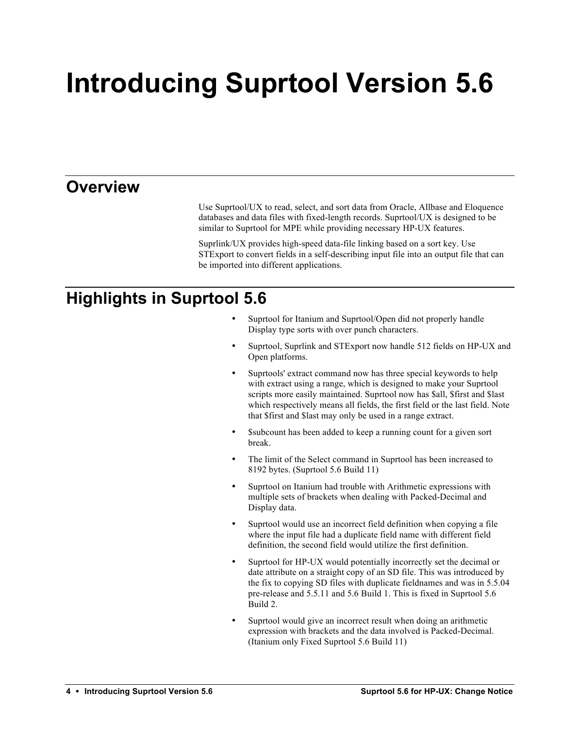# Introducing Suprtool Version 5.6

## Overview

Use Suprtool/UX to read, select, and sort data from Oracle, Allbase and Eloquence databases and data files with fixed-length records. Suprtool/UX is designed to be similar to Suprtool for MPE while providing necessary HP-UX features.

Suprlink/UX provides high-speed data-file linking based on a sort key. Use STExport to convert fields in a self-describing input file into an output file that can be imported into different applications.

## Highlights in Suprtool 5.6

- Suprtool for Itanium and Suprtool/Open did not properly handle Display type sorts with over punch characters.
- Suprtool, Suprlink and STExport now handle 512 fields on HP-UX and Open platforms.
- Suprtools' extract command now has three special keywords to help with extract using a range, which is designed to make your Suprtool scripts more easily maintained. Suprtool now has $all, $first and $last which respectively means all fields, the first field or the last field. Note that $first and $last may only be used in a range extract.
- $subcount has been added to keep a running count for a given sort break.
- The limit of the Select command in Suprtool has been increased to 8192 bytes. (Suprtool 5.6 Build 11)
- Suprtool on Itanium had trouble with Arithmetic expressions with multiple sets of brackets when dealing with Packed-Decimal and Display data.
- Suprtool would use an incorrect field definition when copying a file where the input file had a duplicate field name with different field definition, the second field would utilize the first definition.
- Suprtool for HP-UX would potentially incorrectly set the decimal or date attribute on a straight copy of an SD file. This was introduced by the fix to copying SD files with duplicate fieldnames and was in 5.5.04 pre-release and 5.5.11 and 5.6 Build 1. This is fixed in Suprtool 5.6 Build 2.
- Suprtool would give an incorrect result when doing an arithmetic expression with brackets and the data involved is Packed-Decimal. (Itanium only Fixed Suprtool 5.6 Build 11)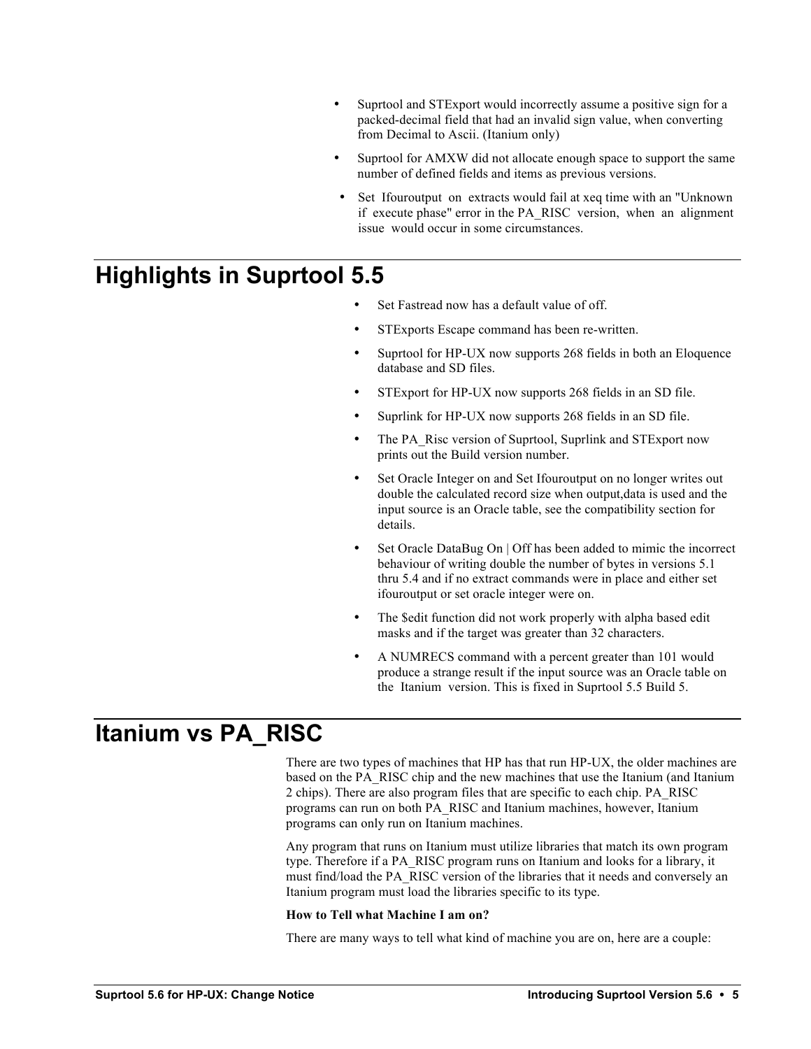- Suprtool and STExport would incorrectly assume a positive sign for a packed-decimal field that had an invalid sign value, when converting from Decimal to Ascii. (Itanium only)
- Suprtool for AMXW did not allocate enough space to support the same number of defined fields and items as previous versions.
- Set Ifouroutput on extracts would fail at xeq time with an "Unknown if execute phase" error in the PA_RISC version, when an alignment issue would occur in some circumstances.

# Highlights in Suprtool 5.5

- Set Fastread now has a default value of off.
- STExports Escape command has been re-written.
- Suprtool for HP-UX now supports 268 fields in both an Eloquence database and SD files.
- STExport for HP-UX now supports 268 fields in an SD file.
- Suprlink for HP-UX now supports 268 fields in an SD file.
- The PA_Risc version of Suprtool, Suprlink and STExport now prints out the Build version number.
- Set Oracle Integer on and Set Ifouroutput on no longer writes out double the calculated record size when output,data is used and the input source is an Oracle table, see the compatibility section for details.
- Set Oracle DataBug On | Off has been added to mimic the incorrect behaviour of writing double the number of bytes in versions 5.1 thru 5.4 and if no extract commands were in place and either set ifouroutput or set oracle integer were on.
- The $edit function did not work properly with alpha based edit masks and if the target was greater than 32 characters.
- A NUMRECS command with a percent greater than 101 would produce a strange result if the input source was an Oracle table on the Itanium version. This is fixed in Suprtool 5.5 Build 5.

# Itanium vs PA_RISC

There are two types of machines that HP has that run HP-UX, the older machines are based on the PA_RISC chip and the new machines that use the Itanium (and Itanium 2 chips). There are also program files that are specific to each chip. PA_RISC programs can run on both PA_RISC and Itanium machines, however, Itanium programs can only run on Itanium machines.

Any program that runs on Itanium must utilize libraries that match its own program type. Therefore if a PA_RISC program runs on Itanium and looks for a library, it must find/load the PA_RISC version of the libraries that it needs and conversely an Itanium program must load the libraries specific to its type.

**How to Tell what Machine I am on?**

There are many ways to tell what kind of machine you are on, here are a couple: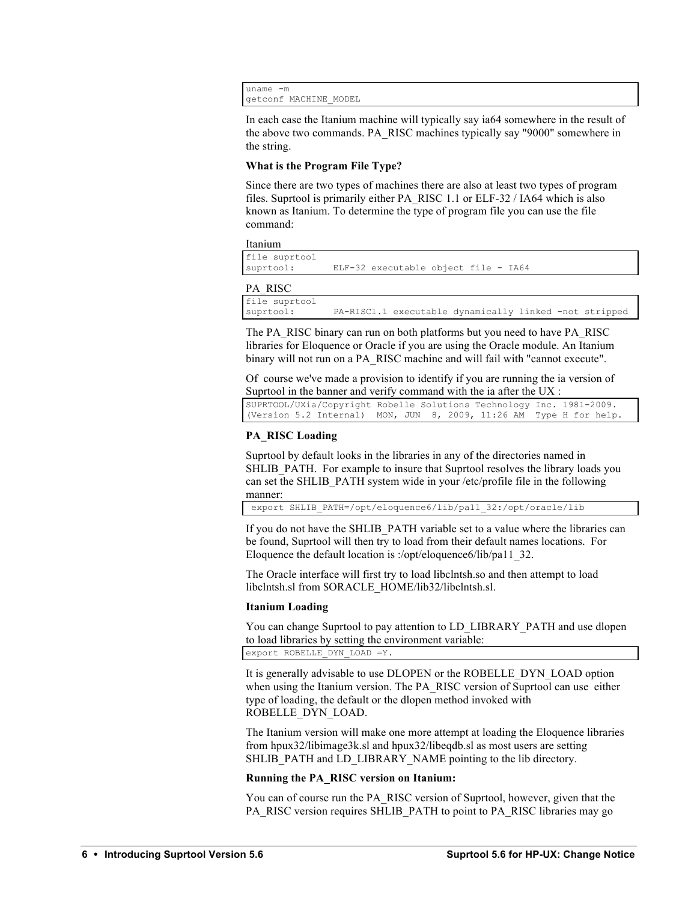```
uname -m
getconf MACHINE_MODEL
```

In each case the Itanium machine will typically say ia64 somewhere in the result of the above two commands. PA_RISC machines typically say "9000" somewhere in the string.

**What is the Program File Type?**

Since there are two types of machines there are also at least two types of program files. Suprtool is primarily either PA_RISC 1.1 or ELF-32 / IA64 which is also known as Itanium. To determine the type of program file you can use the file command:

Itanium

```
file suprtool
suprtool:       ELF-32 executable object file - IA64
```

PA_RISC

```
file suprtool
suprtool:       PA-RISC1.1 executable dynamically linked -not stripped
```

The PA_RISC binary can run on both platforms but you need to have PA_RISC libraries for Eloquence or Oracle if you are using the Oracle module. An Itanium binary will not run on a PA_RISC machine and will fail with "cannot execute".

Of course we've made a provision to identify if you are running the ia version of Suprtool in the banner and verify command with the ia after the UX :

```
SUPRTOOL/UXia/Copyright Robelle Solutions Technology Inc. 1981-2009.
(Version 5.2 Internal)  MON, JUN  8, 2009, 11:26 AM  Type H for help.
```

### PA_RISC Loading

Suprtool by default looks in the libraries in any of the directories named in SHLIB_PATH. For example to insure that Suprtool resolves the library loads you can set the SHLIB_PATH system wide in your /etc/profile file in the following manner:

```
 export SHLIB_PATH=/opt/eloquence6/lib/pa11_32:/opt/oracle/lib
```

If you do not have the SHLIB_PATH variable set to a value where the libraries can be found, Suprtool will then try to load from their default names locations. For Eloquence the default location is :/opt/eloquence6/lib/pa11_32.

The Oracle interface will first try to load libclntsh.so and then attempt to load libclntsh.sl from $ORACLE_HOME/lib32/libclntsh.sl.

### Itanium Loading

You can change Suprtool to pay attention to LD_LIBRARY_PATH and use dlopen to load libraries by setting the environment variable:

```
export ROBELLE_DYN_LOAD =Y.
```

It is generally advisable to use DLOPEN or the ROBELLE_DYN_LOAD option when using the Itanium version. The PA_RISC version of Suprtool can use either type of loading, the default or the dlopen method invoked with ROBELLE_DYN_LOAD.

The Itanium version will make one more attempt at loading the Eloquence libraries from hpux32/libimage3k.sl and hpux32/libeqdb.sl as most users are setting SHLIB_PATH and LD_LIBRARY_NAME pointing to the lib directory.

### Running the PA_RISC version on Itanium:

You can of course run the PA_RISC version of Suprtool, however, given that the PA_RISC version requires SHLIB_PATH to point to PA_RISC libraries may go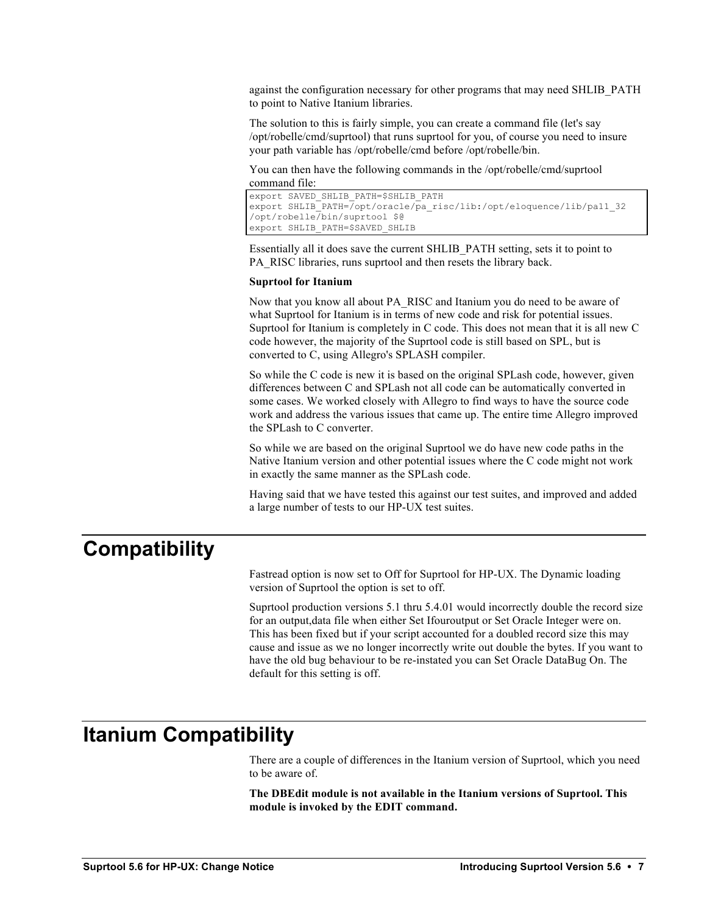against the configuration necessary for other programs that may need SHLIB_PATH to point to Native Itanium libraries.

The solution to this is fairly simple, you can create a command file (let's say /opt/robelle/cmd/suprtool) that runs suprtool for you, of course you need to insure your path variable has /opt/robelle/cmd before /opt/robelle/bin.

You can then have the following commands in the /opt/robelle/cmd/suprtool command file:

```
export SAVED_SHLIB_PATH=$SHLIB_PATH
export SHLIB_PATH=/opt/oracle/pa_risc/lib:/opt/eloquence/lib/pa11_32
/opt/robelle/bin/suprtool $@
export SHLIB_PATH=$SAVED_SHLIB
```

Essentially all it does save the current SHLIB_PATH setting, sets it to point to PA_RISC libraries, runs suprtool and then resets the library back.

**Suprtool for Itanium**

Now that you know all about PA_RISC and Itanium you do need to be aware of what Suprtool for Itanium is in terms of new code and risk for potential issues. Suprtool for Itanium is completely in C code. This does not mean that it is all new C code however, the majority of the Suprtool code is still based on SPL, but is converted to C, using Allegro's SPLASH compiler.

So while the C code is new it is based on the original SPLash code, however, given differences between C and SPLash not all code can be automatically converted in some cases. We worked closely with Allegro to find ways to have the source code work and address the various issues that came up. The entire time Allegro improved the SPLash to C converter.

So while we are based on the original Suprtool we do have new code paths in the Native Itanium version and other potential issues where the C code might not work in exactly the same manner as the SPLash code.

Having said that we have tested this against our test suites, and improved and added a large number of tests to our HP-UX test suites.

# Compatibility

Fastread option is now set to Off for Suprtool for HP-UX. The Dynamic loading version of Suprtool the option is set to off.

Suprtool production versions 5.1 thru 5.4.01 would incorrectly double the record size for an output,data file when either Set Ifouroutput or Set Oracle Integer were on. This has been fixed but if your script accounted for a doubled record size this may cause and issue as we no longer incorrectly write out double the bytes. If you want to have the old bug behaviour to be re-instated you can Set Oracle DataBug On. The default for this setting is off.

# Itanium Compatibility

There are a couple of differences in the Itanium version of Suprtool, which you need to be aware of.

**The DBEdit module is not available in the Itanium versions of Suprtool. This module is invoked by the EDIT command.**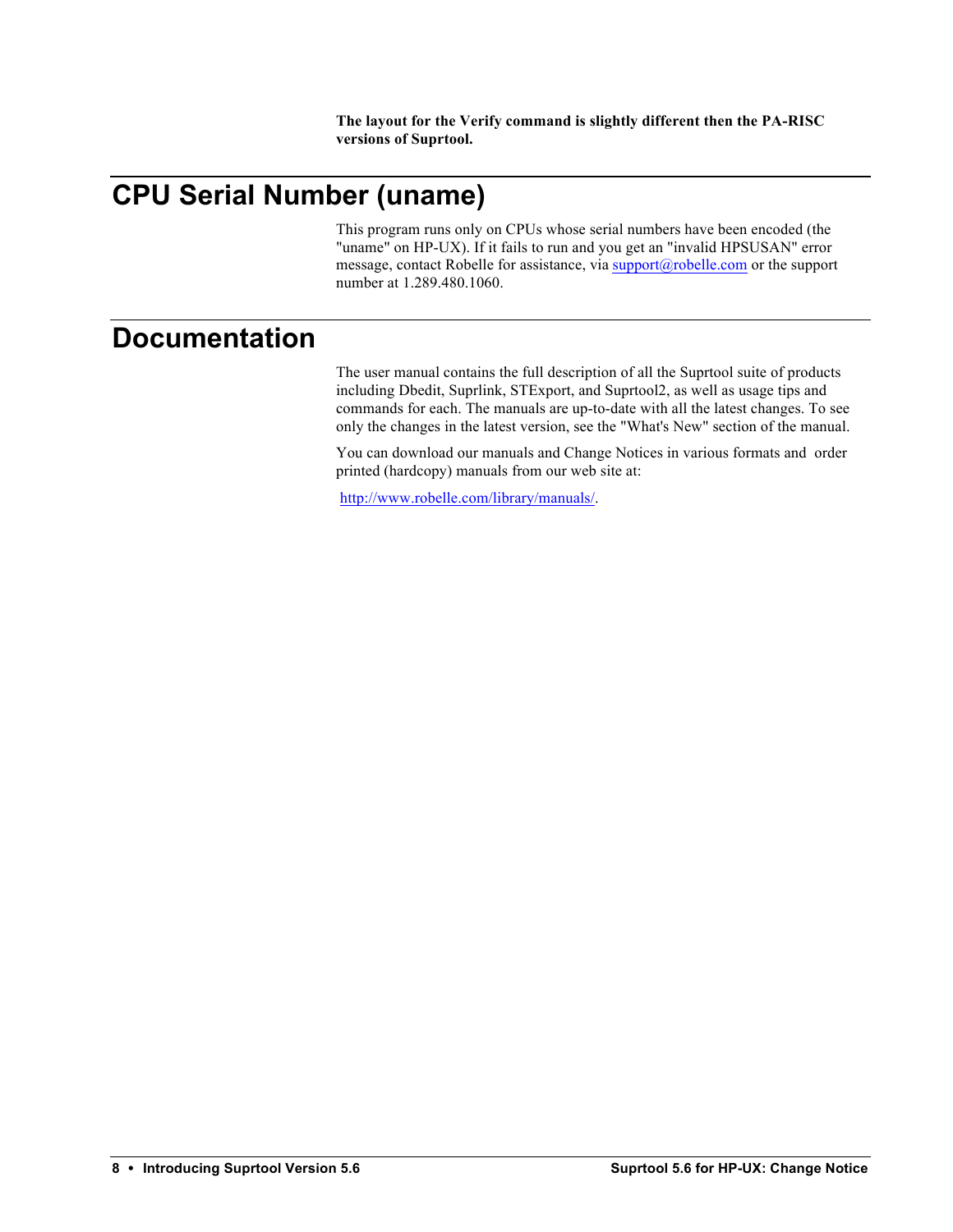**The layout for the Verify command is slightly different then the PA-RISC versions of Suprtool.**

## CPU Serial Number (uname)

This program runs only on CPUs whose serial numbers have been encoded (the "uname" on HP-UX). If it fails to run and you get an "invalid HPSUSAN" error message, contact Robelle for assistance, via support@robelle.com or the support number at 1.289.480.1060.

## Documentation

The user manual contains the full description of all the Suprtool suite of products including Dbedit, Suprlink, STExport, and Suprtool2, as well as usage tips and commands for each. The manuals are up-to-date with all the latest changes. To see only the changes in the latest version, see the "What's New" section of the manual.

You can download our manuals and Change Notices in various formats and order printed (hardcopy) manuals from our web site at:

http://www.robelle.com/library/manuals/.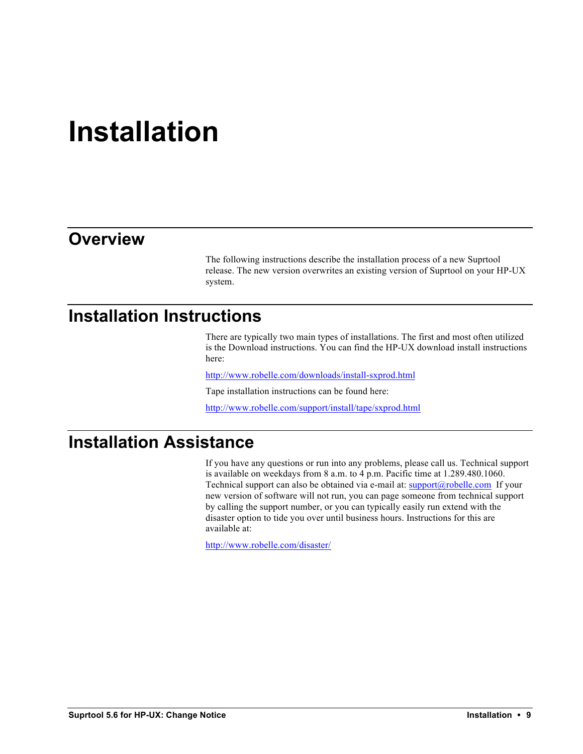# Installation

## Overview

The following instructions describe the installation process of a new Suprtool release. The new version overwrites an existing version of Suprtool on your HP-UX system.

## Installation Instructions

There are typically two main types of installations. The first and most often utilized is the Download instructions. You can find the HP-UX download install instructions here:

http://www.robelle.com/downloads/install-sxprod.html

Tape installation instructions can be found here:

http://www.robelle.com/support/install/tape/sxprod.html

## Installation Assistance

If you have any questions or run into any problems, please call us. Technical support is available on weekdays from 8 a.m. to 4 p.m. Pacific time at 1.289.480.1060. Technical support can also be obtained via e-mail at: support@robelle.com If your new version of software will not run, you can page someone from technical support by calling the support number, or you can typically easily run extend with the disaster option to tide you over until business hours. Instructions for this are available at:

http://www.robelle.com/disaster/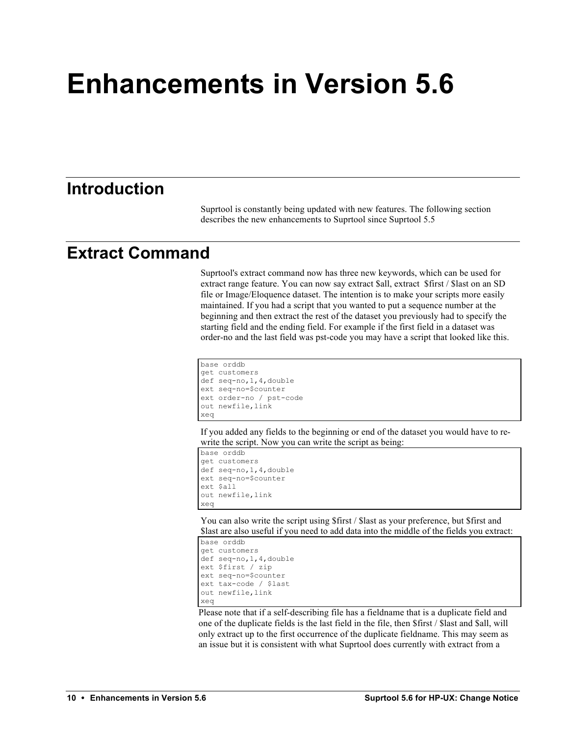# Enhancements in Version 5.6

## Introduction

Suprtool is constantly being updated with new features. The following section describes the new enhancements to Suprtool since Suprtool 5.5

## Extract Command

Suprtool's extract command now has three new keywords, which can be used for extract range feature. You can now say extract $all, extract  $first / $last on an SD file or Image/Eloquence dataset. The intention is to make your scripts more easily maintained. If you had a script that you wanted to put a sequence number at the beginning and then extract the rest of the dataset you previously had to specify the starting field and the ending field. For example if the first field in a dataset was order-no and the last field was pst-code you may have a script that looked like this.

```
base orddb
get customers
def seq-no,1,4,double
ext seq-no=$counter
ext order-no / pst-code
out newfile,link
xeq
```

If you added any fields to the beginning or end of the dataset you would have to re-write the script. Now you can write the script as being:

```
base orddb
get customers
def seq-no,1,4,double
ext seq-no=$counter
ext $all
out newfile,link
xeq
```

You can also write the script using $first / $last as your preference, but $first and $last are also useful if you need to add data into the middle of the fields you extract:

```
base orddb
get customers
def seq-no,1,4,double
ext $first / zip
ext seq-no=$counter
ext tax-code / $last
out newfile,link
xeq
```

Please note that if a self-describing file has a fieldname that is a duplicate field and one of the duplicate fields is the last field in the file, then $first / $last and $all, will only extract up to the first occurrence of the duplicate fieldname. This may seem as an issue but it is consistent with what Suprtool does currently with extract from a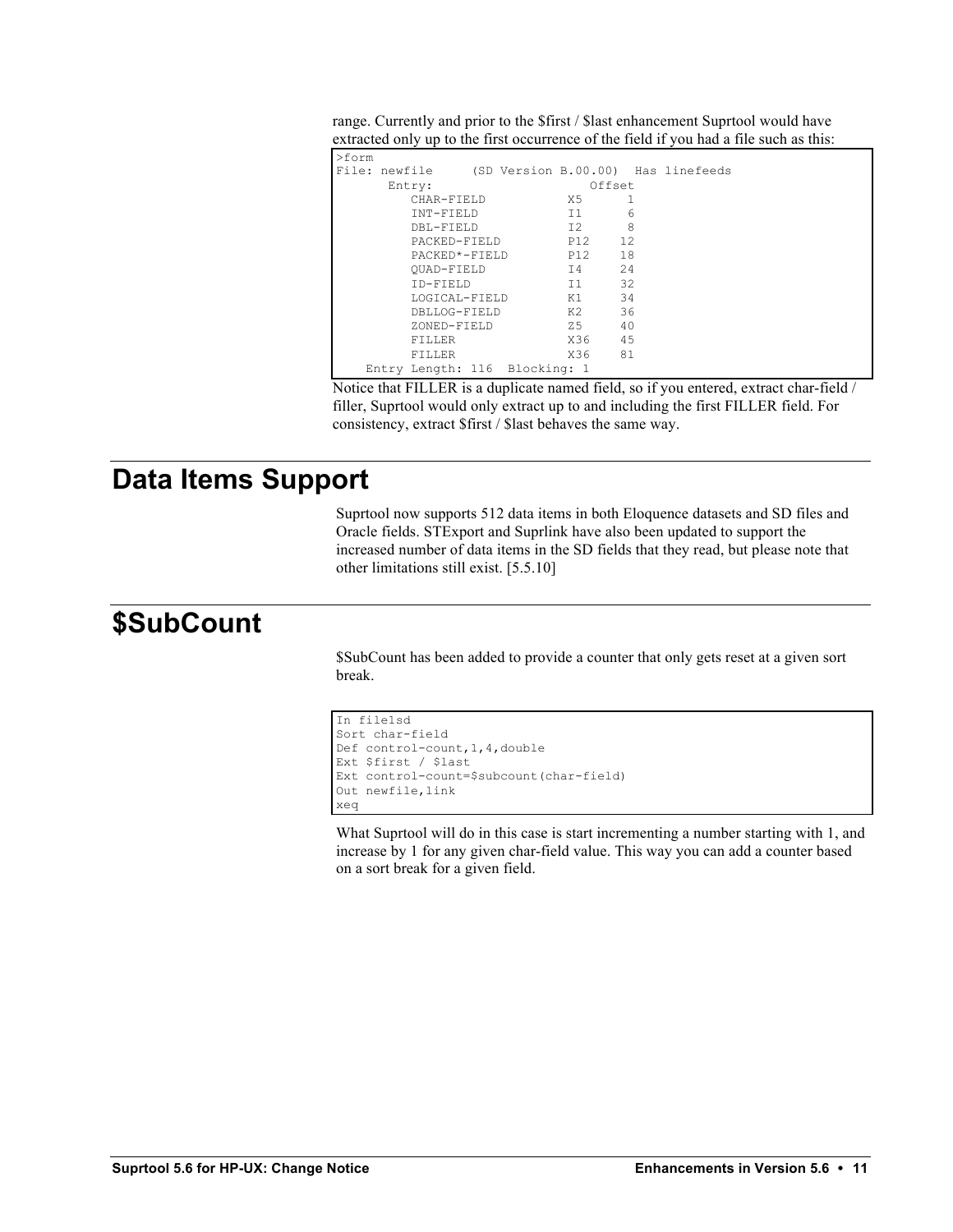range. Currently and prior to the $first / $last enhancement Suprtool would have extracted only up to the first occurrence of the field if you had a file such as this:

```
>form
File: newfile     (SD Version B.00.00)  Has linefeeds
       Entry:                     Offset
          CHAR-FIELD           X5      1
          INT-FIELD            I1      6
          DBL-FIELD            I2      8
          PACKED-FIELD         P12    12
          PACKED*-FIELD        P12    18
          QUAD-FIELD           I4     24
          ID-FIELD             I1     32
          LOGICAL-FIELD        K1     34
          DBLLOG-FIELD         K2     36
          ZONED-FIELD          Z5     40
          FILLER               X36    45
          FILLER               X36    81
    Entry Length: 116  Blocking: 1
```

Notice that FILLER is a duplicate named field, so if you entered, extract char-field / filler, Suprtool would only extract up to and including the first FILLER field. For consistency, extract $first / $last behaves the same way.

# Data Items Support

Suprtool now supports 512 data items in both Eloquence datasets and SD files and Oracle fields. STExport and Suprlink have also been updated to support the increased number of data items in the SD fields that they read, but please note that other limitations still exist. [5.5.10]

# $SubCount

$SubCount has been added to provide a counter that only gets reset at a given sort break.

```
In file1sd
Sort char-field
Def control-count,1,4,double
Ext $first / $last
Ext control-count=$subcount(char-field)
Out newfile,link
xeq
```

What Suprtool will do in this case is start incrementing a number starting with 1, and increase by 1 for any given char-field value. This way you can add a counter based on a sort break for a given field.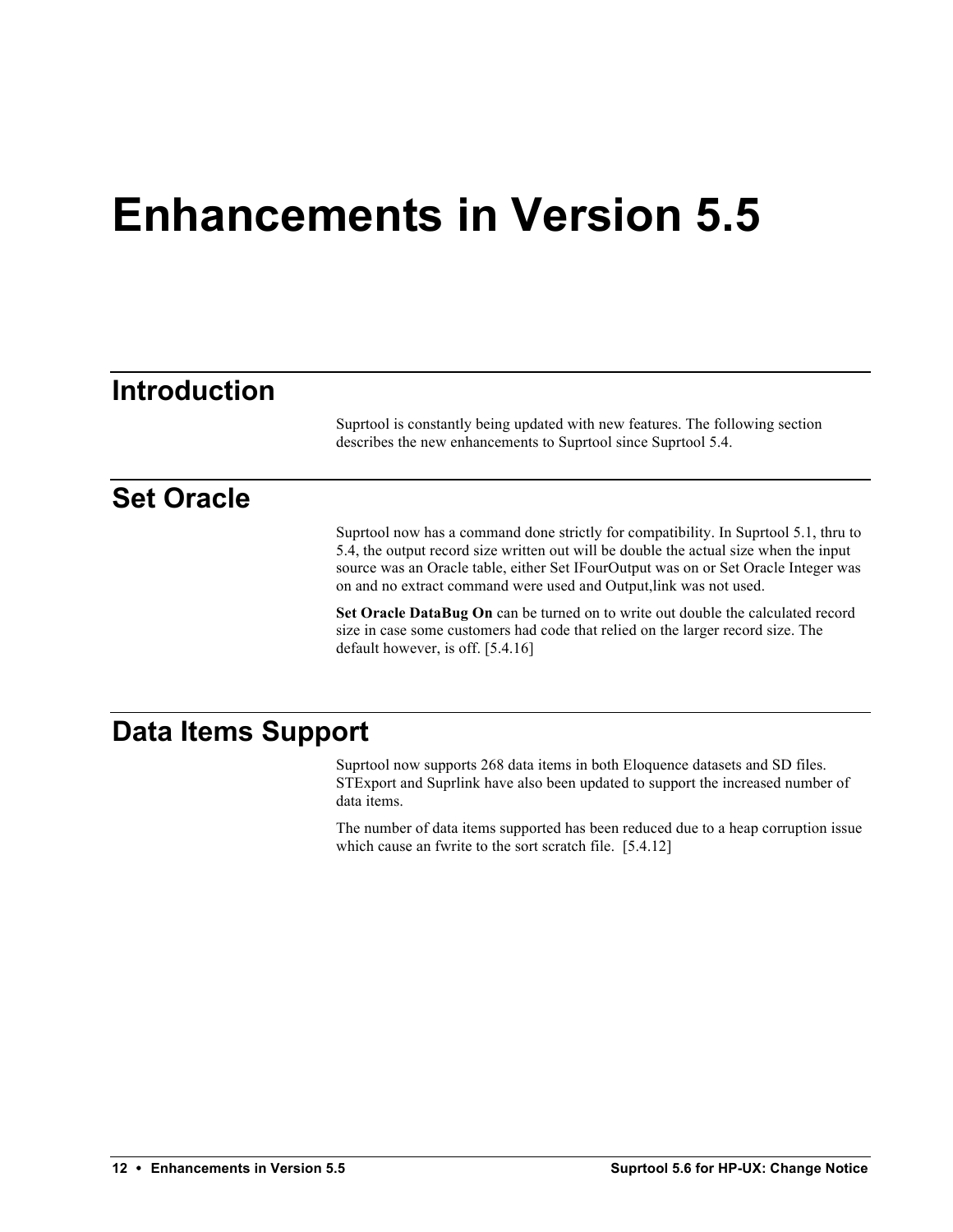# Enhancements in Version 5.5

## Introduction

Suprtool is constantly being updated with new features. The following section describes the new enhancements to Suprtool since Suprtool 5.4.

## Set Oracle

Suprtool now has a command done strictly for compatibility. In Suprtool 5.1, thru to 5.4, the output record size written out will be double the actual size when the input source was an Oracle table, either Set IFourOutput was on or Set Oracle Integer was on and no extract command were used and Output,link was not used.

**Set Oracle DataBug On** can be turned on to write out double the calculated record size in case some customers had code that relied on the larger record size. The default however, is off. [5.4.16]

## Data Items Support

Suprtool now supports 268 data items in both Eloquence datasets and SD files. STExport and Suprlink have also been updated to support the increased number of data items.

The number of data items supported has been reduced due to a heap corruption issue which cause an fwrite to the sort scratch file. [5.4.12]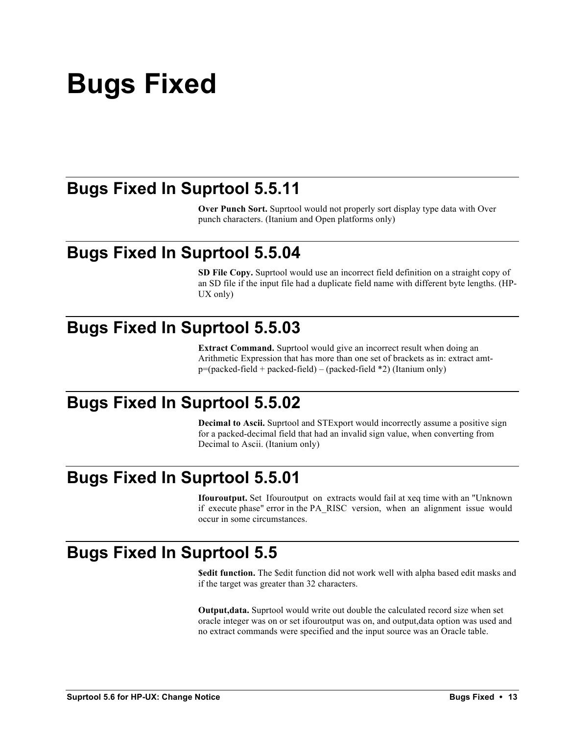# Bugs Fixed

## Bugs Fixed In Suprtool 5.5.11

**Over Punch Sort.** Suprtool would not properly sort display type data with Over punch characters. (Itanium and Open platforms only)

## Bugs Fixed In Suprtool 5.5.04

**SD File Copy.** Suprtool would use an incorrect field definition on a straight copy of an SD file if the input file had a duplicate field name with different byte lengths. (HP-UX only)

## Bugs Fixed In Suprtool 5.5.03

**Extract Command.** Suprtool would give an incorrect result when doing an Arithmetic Expression that has more than one set of brackets as in: extract amt-p=(packed-field + packed-field) – (packed-field *2) (Itanium only)

## Bugs Fixed In Suprtool 5.5.02

**Decimal to Ascii.** Suprtool and STExport would incorrectly assume a positive sign for a packed-decimal field that had an invalid sign value, when converting from Decimal to Ascii. (Itanium only)

## Bugs Fixed In Suprtool 5.5.01

**Ifouroutput.** Set Ifouroutput on extracts would fail at xeq time with an "Unknown if execute phase" error in the PA_RISC version, when an alignment issue would occur in some circumstances.

## Bugs Fixed In Suprtool 5.5

**$edit function.** The $edit function did not work well with alpha based edit masks and if the target was greater than 32 characters.

**Output,data.** Suprtool would write out double the calculated record size when set oracle integer was on or set ifouroutput was on, and output,data option was used and no extract commands were specified and the input source was an Oracle table.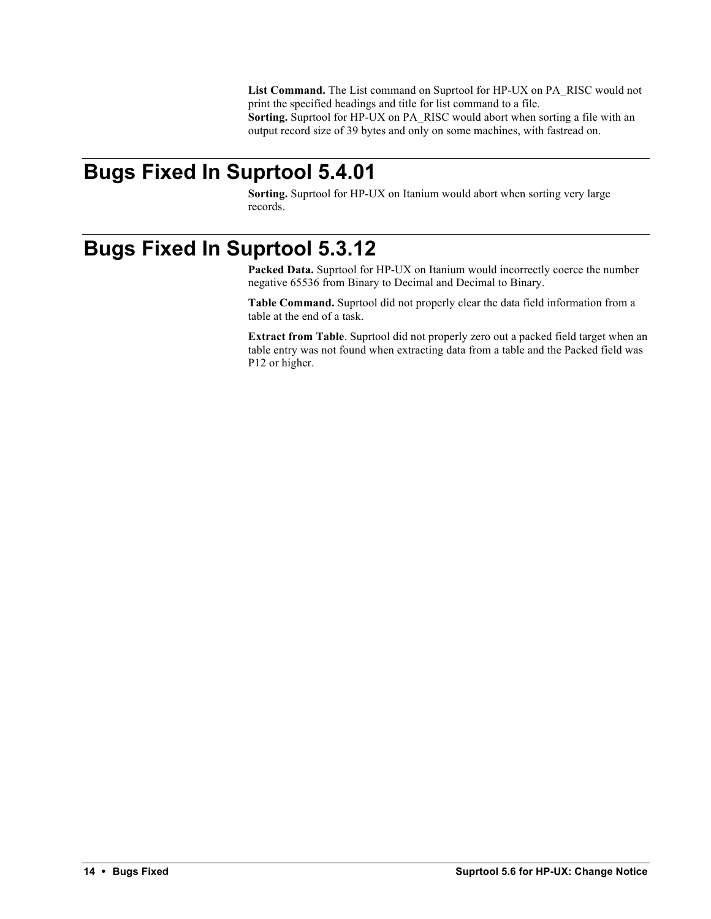**List Command.** The List command on Suprtool for HP-UX on PA_RISC would not print the specified headings and title for list command to a file.
**Sorting.** Suprtool for HP-UX on PA_RISC would abort when sorting a file with an output record size of 39 bytes and only on some machines, with fastread on.

# Bugs Fixed In Suprtool 5.4.01

**Sorting.** Suprtool for HP-UX on Itanium would abort when sorting very large records.

# Bugs Fixed In Suprtool 5.3.12

**Packed Data.** Suprtool for HP-UX on Itanium would incorrectly coerce the number negative 65536 from Binary to Decimal and Decimal to Binary.

**Table Command.** Suprtool did not properly clear the data field information from a table at the end of a task.

**Extract from Table**. Suprtool did not properly zero out a packed field target when an table entry was not found when extracting data from a table and the Packed field was P12 or higher.